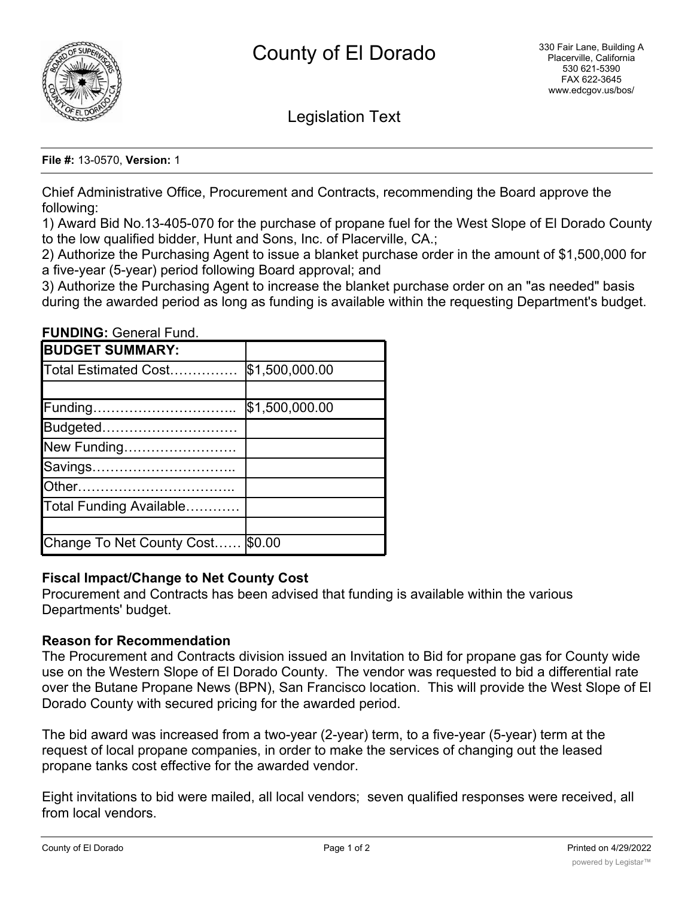# County of El Dorado

330 Fair Lane, Building A
Placerville, California
530 621-5390
FAX 622-3645
www.edcgov.us/bos/

## Legislation Text

**File #:** 13-0570, **Version:** 1

Chief Administrative Office, Procurement and Contracts, recommending the Board approve the following:

1) Award Bid No.13-405-070 for the purchase of propane fuel for the West Slope of El Dorado County to the low qualified bidder, Hunt and Sons, Inc. of Placerville, CA.;

2) Authorize the Purchasing Agent to issue a blanket purchase order in the amount of $1,500,000 for a five-year (5-year) period following Board approval; and

3) Authorize the Purchasing Agent to increase the blanket purchase order on an "as needed" basis during the awarded period as long as funding is available within the requesting Department's budget.

**FUNDING:** General Fund.

| **BUDGET SUMMARY:** | |
|---|---|
| Total Estimated Cost…………… | $1,500,000.00 |
| | |
| Funding………………………….. | $1,500,000.00 |
| Budgeted………………………… | |
| New Funding……………………. | |
| Savings………………………….. | |
| Other…………………………….. | |
| Total Funding Available………… | |
| | |
| Change To Net County Cost…… | $0.00 |

**Fiscal Impact/Change to Net County Cost**

Procurement and Contracts has been advised that funding is available within the various Departments' budget.

**Reason for Recommendation**

The Procurement and Contracts division issued an Invitation to Bid for propane gas for County wide use on the Western Slope of El Dorado County. The vendor was requested to bid a differential rate over the Butane Propane News (BPN), San Francisco location. This will provide the West Slope of El Dorado County with secured pricing for the awarded period.

The bid award was increased from a two-year (2-year) term, to a five-year (5-year) term at the request of local propane companies, in order to make the services of changing out the leased propane tanks cost effective for the awarded vendor.

Eight invitations to bid were mailed, all local vendors; seven qualified responses were received, all from local vendors.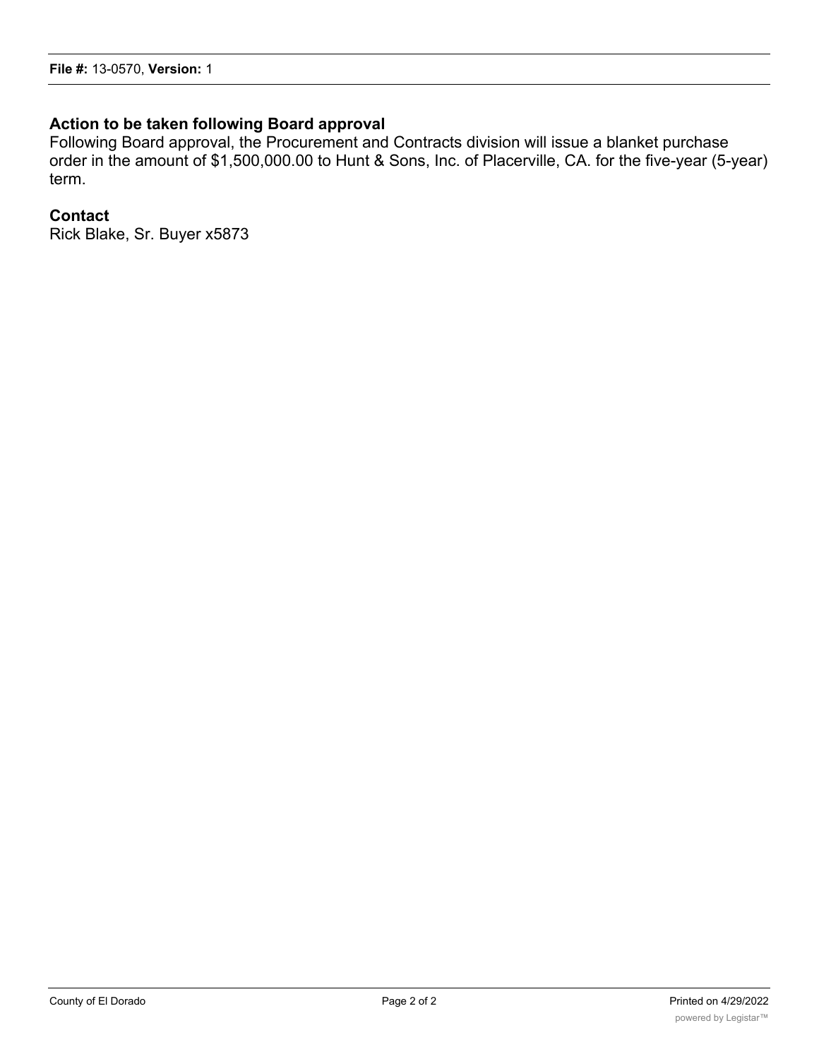### Action to be taken following Board approval

Following Board approval, the Procurement and Contracts division will issue a blanket purchase order in the amount of $1,500,000.00 to Hunt & Sons, Inc. of Placerville, CA. for the five-year (5-year) term.

### Contact

Rick Blake, Sr. Buyer x5873